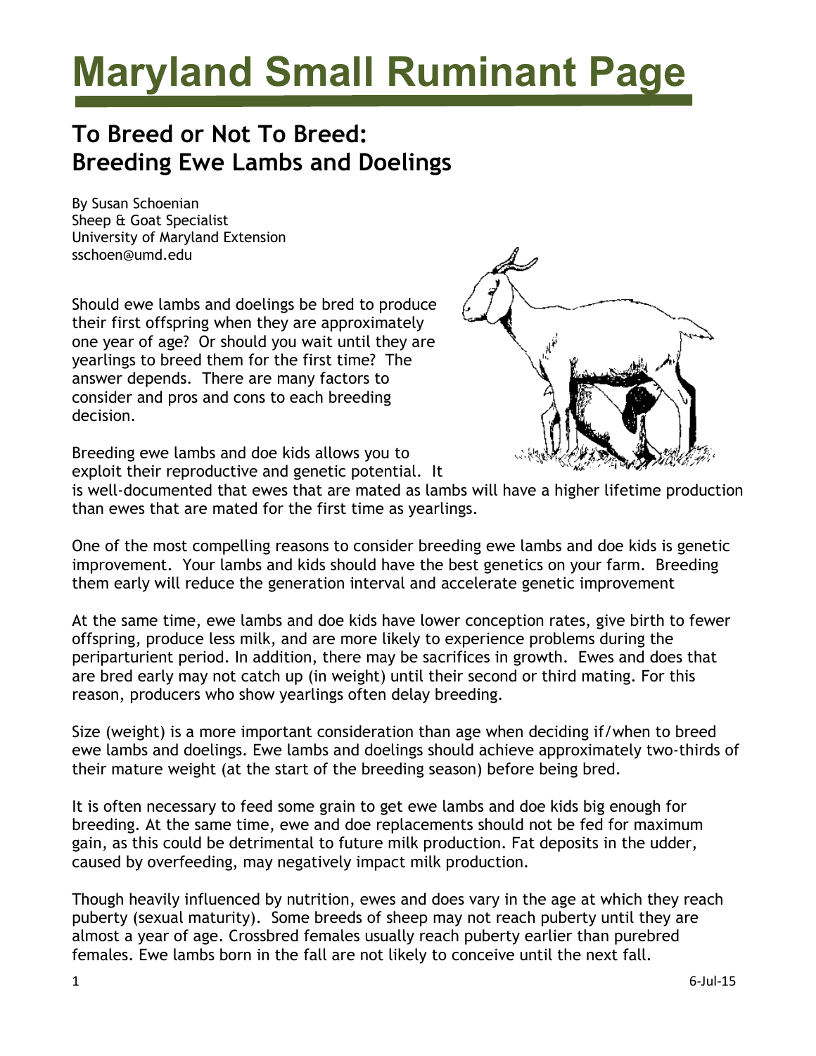# Maryland Small Ruminant Page

## To Breed or Not To Breed: Breeding Ewe Lambs and Doelings

By Susan Schoenian
Sheep & Goat Specialist
University of Maryland Extension
sschoen@umd.edu

Should ewe lambs and doelings be bred to produce their first offspring when they are approximately one year of age? Or should you wait until they are yearlings to breed them for the first time? The answer depends. There are many factors to consider and pros and cons to each breeding decision.

Breeding ewe lambs and doe kids allows you to exploit their reproductive and genetic potential. It is well-documented that ewes that are mated as lambs will have a higher lifetime production than ewes that are mated for the first time as yearlings.

One of the most compelling reasons to consider breeding ewe lambs and doe kids is genetic improvement. Your lambs and kids should have the best genetics on your farm. Breeding them early will reduce the generation interval and accelerate genetic improvement

At the same time, ewe lambs and doe kids have lower conception rates, give birth to fewer offspring, produce less milk, and are more likely to experience problems during the periparturient period. In addition, there may be sacrifices in growth. Ewes and does that are bred early may not catch up (in weight) until their second or third mating. For this reason, producers who show yearlings often delay breeding.

Size (weight) is a more important consideration than age when deciding if/when to breed ewe lambs and doelings. Ewe lambs and doelings should achieve approximately two-thirds of their mature weight (at the start of the breeding season) before being bred.

It is often necessary to feed some grain to get ewe lambs and doe kids big enough for breeding. At the same time, ewe and doe replacements should not be fed for maximum gain, as this could be detrimental to future milk production. Fat deposits in the udder, caused by overfeeding, may negatively impact milk production.

Though heavily influenced by nutrition, ewes and does vary in the age at which they reach puberty (sexual maturity). Some breeds of sheep may not reach puberty until they are almost a year of age. Crossbred females usually reach puberty earlier than purebred females. Ewe lambs born in the fall are not likely to conceive until the next fall.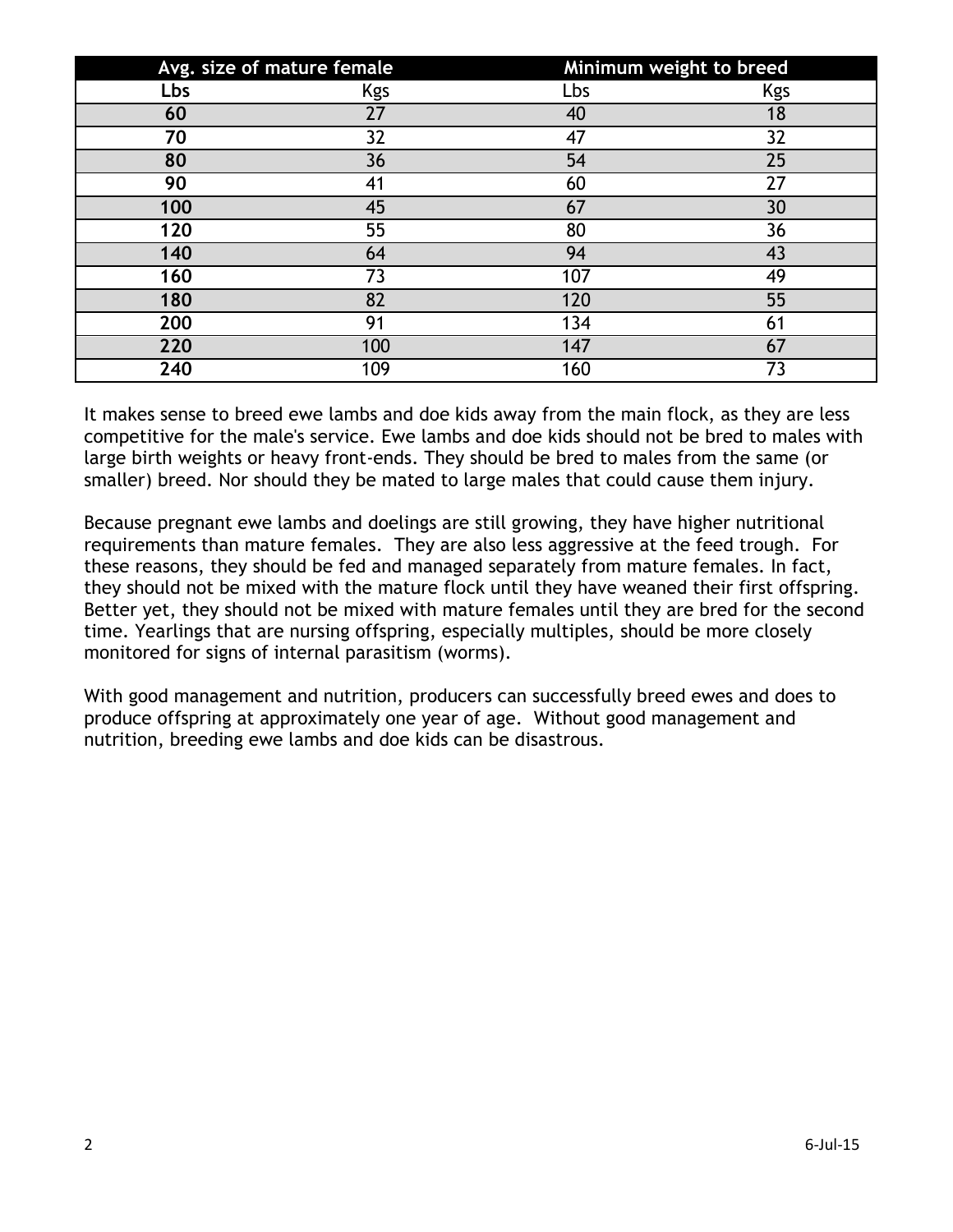| Avg. size of mature female | | Minimum weight to breed | |
|---|---|---|---|
| **Lbs** | Kgs | Lbs | Kgs |
| **60** | 27 | 40 | 18 |
| **70** | 32 | 47 | 32 |
| **80** | 36 | 54 | 25 |
| **90** | 41 | 60 | 27 |
| **100** | 45 | 67 | 30 |
| **120** | 55 | 80 | 36 |
| **140** | 64 | 94 | 43 |
| **160** | 73 | 107 | 49 |
| **180** | 82 | 120 | 55 |
| **200** | 91 | 134 | 61 |
| **220** | 100 | 147 | 67 |
| **240** | 109 | 160 | 73 |

It makes sense to breed ewe lambs and doe kids away from the main flock, as they are less competitive for the male's service. Ewe lambs and doe kids should not be bred to males with large birth weights or heavy front-ends. They should be bred to males from the same (or smaller) breed. Nor should they be mated to large males that could cause them injury.

Because pregnant ewe lambs and doelings are still growing, they have higher nutritional requirements than mature females. They are also less aggressive at the feed trough. For these reasons, they should be fed and managed separately from mature females. In fact, they should not be mixed with the mature flock until they have weaned their first offspring. Better yet, they should not be mixed with mature females until they are bred for the second time. Yearlings that are nursing offspring, especially multiples, should be more closely monitored for signs of internal parasitism (worms).

With good management and nutrition, producers can successfully breed ewes and does to produce offspring at approximately one year of age. Without good management and nutrition, breeding ewe lambs and doe kids can be disastrous.